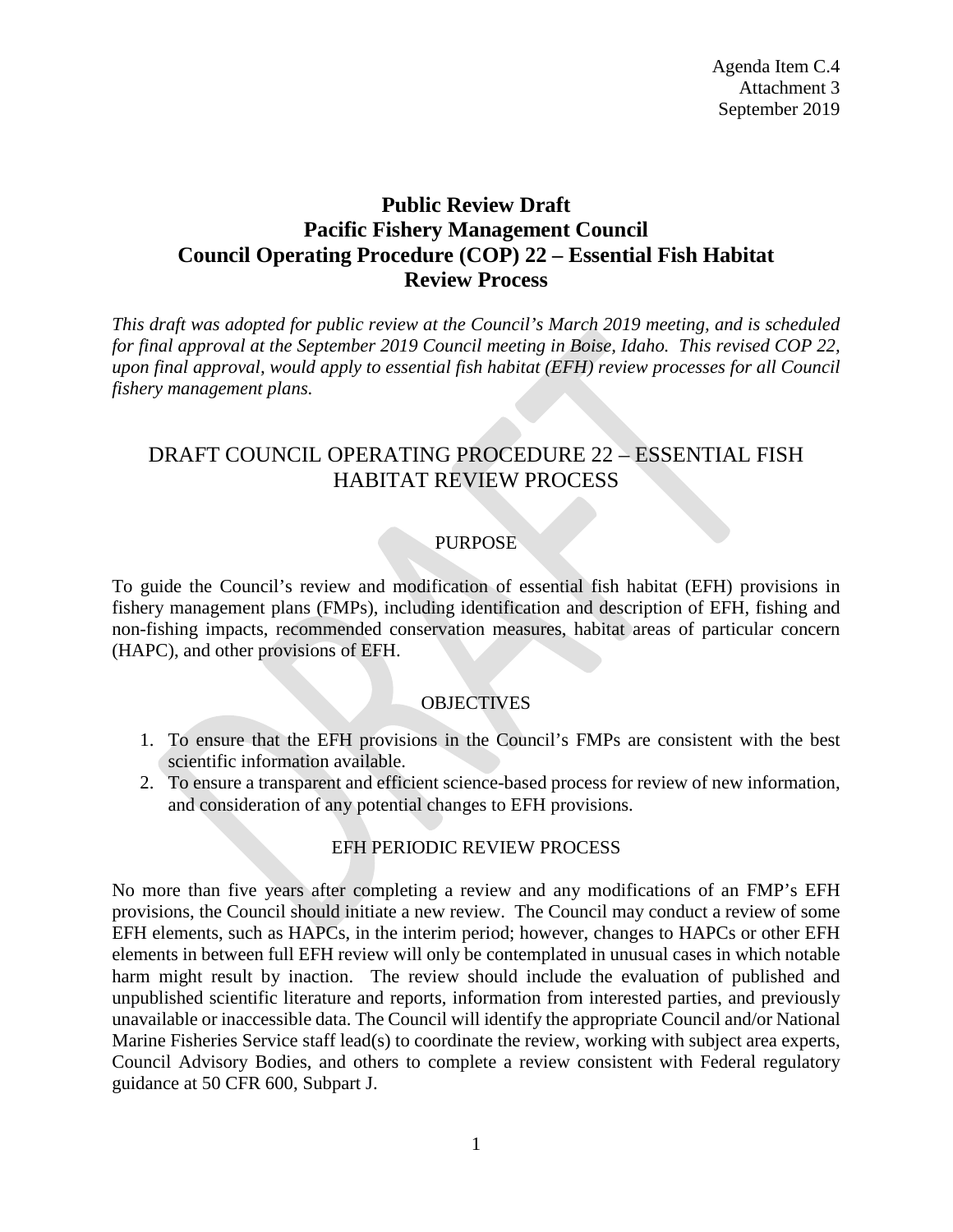Agenda Item C.4
Attachment 3
September 2019

# Public Review Draft
# Pacific Fishery Management Council
# Council Operating Procedure (COP) 22 – Essential Fish Habitat Review Process

*This draft was adopted for public review at the Council's March 2019 meeting, and is scheduled for final approval at the September 2019 Council meeting in Boise, Idaho. This revised COP 22, upon final approval, would apply to essential fish habitat (EFH) review processes for all Council fishery management plans.*

## DRAFT COUNCIL OPERATING PROCEDURE 22 – ESSENTIAL FISH HABITAT REVIEW PROCESS

### PURPOSE

To guide the Council's review and modification of essential fish habitat (EFH) provisions in fishery management plans (FMPs), including identification and description of EFH, fishing and non-fishing impacts, recommended conservation measures, habitat areas of particular concern (HAPC), and other provisions of EFH.

### OBJECTIVES

1. To ensure that the EFH provisions in the Council's FMPs are consistent with the best scientific information available.
2. To ensure a transparent and efficient science-based process for review of new information, and consideration of any potential changes to EFH provisions.

### EFH PERIODIC REVIEW PROCESS

No more than five years after completing a review and any modifications of an FMP's EFH provisions, the Council should initiate a new review. The Council may conduct a review of some EFH elements, such as HAPCs, in the interim period; however, changes to HAPCs or other EFH elements in between full EFH review will only be contemplated in unusual cases in which notable harm might result by inaction. The review should include the evaluation of published and unpublished scientific literature and reports, information from interested parties, and previously unavailable or inaccessible data. The Council will identify the appropriate Council and/or National Marine Fisheries Service staff lead(s) to coordinate the review, working with subject area experts, Council Advisory Bodies, and others to complete a review consistent with Federal regulatory guidance at 50 CFR 600, Subpart J.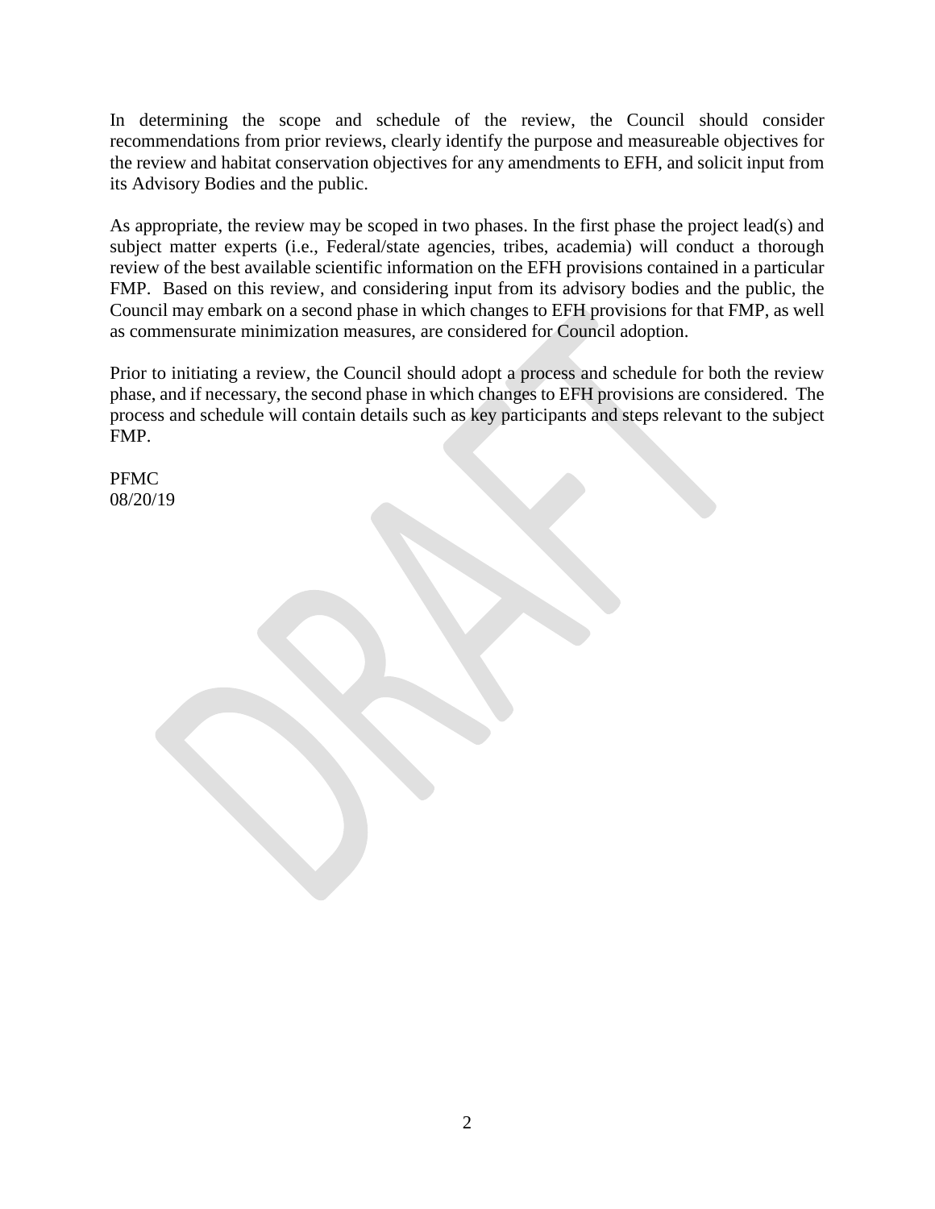In determining the scope and schedule of the review, the Council should consider recommendations from prior reviews, clearly identify the purpose and measureable objectives for the review and habitat conservation objectives for any amendments to EFH, and solicit input from its Advisory Bodies and the public.

As appropriate, the review may be scoped in two phases. In the first phase the project lead(s) and subject matter experts (i.e., Federal/state agencies, tribes, academia) will conduct a thorough review of the best available scientific information on the EFH provisions contained in a particular FMP. Based on this review, and considering input from its advisory bodies and the public, the Council may embark on a second phase in which changes to EFH provisions for that FMP, as well as commensurate minimization measures, are considered for Council adoption.

Prior to initiating a review, the Council should adopt a process and schedule for both the review phase, and if necessary, the second phase in which changes to EFH provisions are considered. The process and schedule will contain details such as key participants and steps relevant to the subject FMP.

PFMC
08/20/19